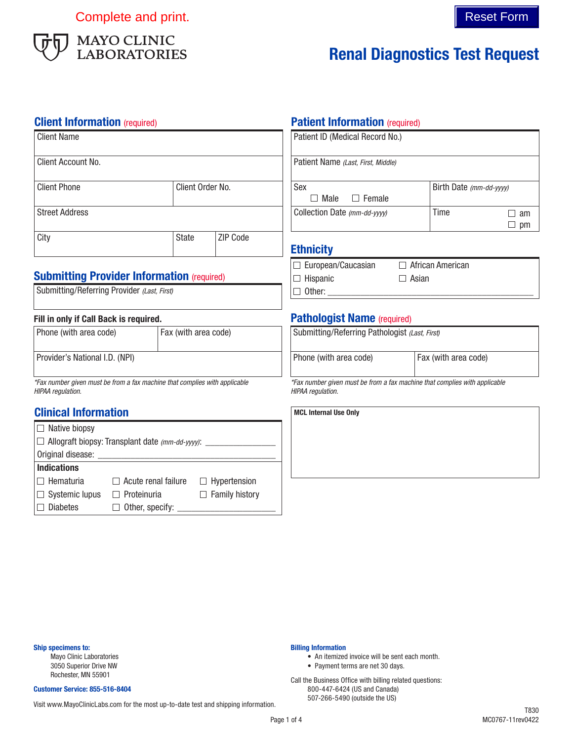Complete and print.

Reset Form

MAYO CLINIC LABORATORIES

# Renal Diagnostics Test Request

## Client Information (required)

| Client Name | | |
|---|---|---|
| Client Account No. | | |
| Client Phone | Client Order No. | |
| Street Address | | |
| City | State | ZIP Code |

## Submitting Provider Information (required)

Submitting/Referring Provider *(Last, First)*

**Fill in only if Call Back is required.**

| Phone (with area code) | Fax (with area code) |
|---|---|
| Provider's National I.D. (NPI) | |

*\*Fax number given must be from a fax machine that complies with applicable HIPAA regulation.*

## Clinical Information

☐ Native biopsy

☐ Allograft biopsy: Transplant date *(mm-dd-yyyy)*: ______________

Original disease: ______________________________

**Indications**

| | | |
|---|---|---|
| ☐ Hematuria | ☐ Acute renal failure | ☐ Hypertension |
| ☐ Systemic lupus | ☐ Proteinuria | ☐ Family history |
| ☐ Diabetes | ☐ Other, specify: ______________ | |

## Patient Information (required)

| Patient ID (Medical Record No.) | |
|---|---|
| Patient Name *(Last, First, Middle)* | |
| Sex ☐ Male ☐ Female | Birth Date *(mm-dd-yyyy)* |
| Collection Date *(mm-dd-yyyy)* | Time ☐ am ☐ pm |

## Ethnicity

☐ European/Caucasian ☐ African American

☐ Hispanic ☐ Asian

☐ Other: ______________________________

## Pathologist Name (required)

| Submitting/Referring Pathologist *(Last, First)* | |
|---|---|
| Phone (with area code) | Fax (with area code) |

*\*Fax number given must be from a fax machine that complies with applicable HIPAA regulation.*

**MCL Internal Use Only**

**Ship specimens to:**

Mayo Clinic Laboratories
3050 Superior Drive NW
Rochester, MN 55901

**Customer Service: 855-516-8404**

Visit www.MayoClinicLabs.com for the most up-to-date test and shipping information.

**Billing Information**

- An itemized invoice will be sent each month.
- Payment terms are net 30 days.

Call the Business Office with billing related questions:
800-447-6424 (US and Canada)
507-266-5490 (outside the US)

T830
MC0767-11rev0422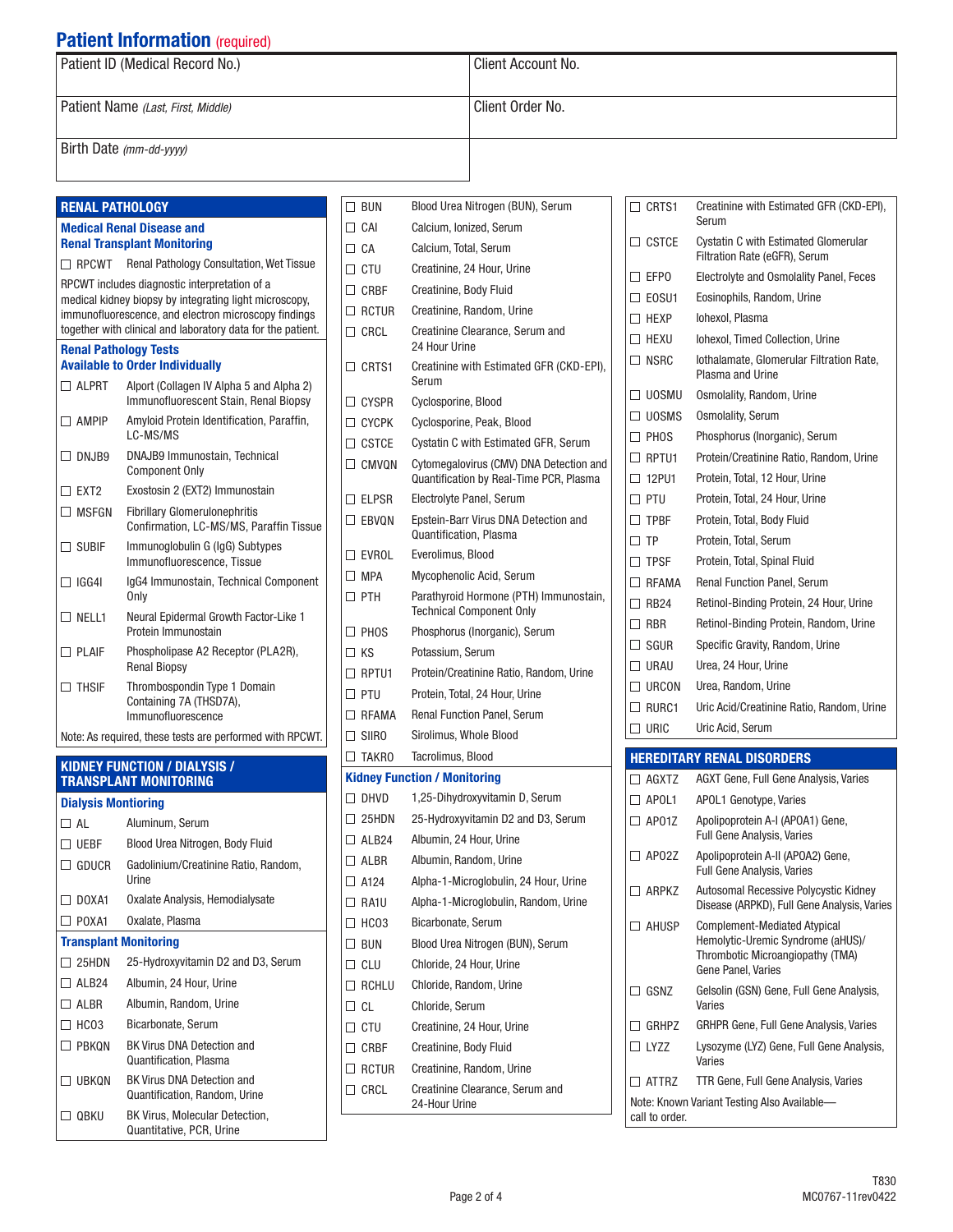## Patient Information (required)

| Patient ID (Medical Record No.) | Client Account No. |
|---|---|
| Patient Name *(Last, First, Middle)* | Client Order No. |
| Birth Date *(mm-dd-yyyy)* | |

## RENAL PATHOLOGY

### Medical Renal Disease and Renal Transplant Monitoring

- ☐ RPCWT — Renal Pathology Consultation, Wet Tissue

RPCWT includes diagnostic interpretation of a medical kidney biopsy by integrating light microscopy, immunofluorescence, and electron microscopy findings together with clinical and laboratory data for the patient.

### Renal Pathology Tests Available to Order Individually

- ☐ ALPRT — Alport (Collagen IV Alpha 5 and Alpha 2) Immunofluorescent Stain, Renal Biopsy
- ☐ AMPIP — Amyloid Protein Identification, Paraffin, LC-MS/MS
- ☐ DNJB9 — DNAJB9 Immunostain, Technical Component Only
- ☐ EXT2 — Exostosin 2 (EXT2) Immunostain
- ☐ MSFGN — Fibrillary Glomerulonephritis Confirmation, LC-MS/MS, Paraffin Tissue
- ☐ SUBIF — Immunoglobulin G (IgG) Subtypes Immunofluorescence, Tissue
- ☐ IGG4I — IgG4 Immunostain, Technical Component Only
- ☐ NELL1 — Neural Epidermal Growth Factor-Like 1 Protein Immunostain
- ☐ PLAIF — Phospholipase A2 Receptor (PLA2R), Renal Biopsy
- ☐ THSIF — Thrombospondin Type 1 Domain Containing 7A (THSD7A), Immunofluorescence

Note: As required, these tests are performed with RPCWT.

## KIDNEY FUNCTION / DIALYSIS / TRANSPLANT MONITORING

### Dialysis Montioring

- ☐ AL — Aluminum, Serum
- ☐ UEBF — Blood Urea Nitrogen, Body Fluid
- ☐ GDUCR — Gadolinium/Creatinine Ratio, Random, Urine
- ☐ DOXA1 — Oxalate Analysis, Hemodialysate
- ☐ POXA1 — Oxalate, Plasma

### Transplant Monitoring

- ☐ 25HDN — 25-Hydroxyvitamin D2 and D3, Serum
- ☐ ALB24 — Albumin, 24 Hour, Urine
- ☐ ALBR — Albumin, Random, Urine
- ☐ HCO3 — Bicarbonate, Serum
- ☐ PBKQN — BK Virus DNA Detection and Quantification, Plasma
- ☐ UBKQN — BK Virus DNA Detection and Quantification, Random, Urine
- ☐ QBKU — BK Virus, Molecular Detection, Quantitative, PCR, Urine
- ☐ BUN — Blood Urea Nitrogen (BUN), Serum
- ☐ CAI — Calcium, Ionized, Serum
- ☐ CA — Calcium, Total, Serum
- ☐ CTU — Creatinine, 24 Hour, Urine
- ☐ CRBF — Creatinine, Body Fluid
- ☐ RCTUR — Creatinine, Random, Urine
- ☐ CRCL — Creatinine Clearance, Serum and 24 Hour Urine
- ☐ CRTS1 — Creatinine with Estimated GFR (CKD-EPI), Serum
- ☐ CYSPR — Cyclosporine, Blood
- ☐ CYCPK — Cyclosporine, Peak, Blood
- ☐ CSTCE — Cystatin C with Estimated GFR, Serum
- ☐ CMVQN — Cytomegalovirus (CMV) DNA Detection and Quantification by Real-Time PCR, Plasma
- ☐ ELPSR — Electrolyte Panel, Serum
- ☐ EBVQN — Epstein-Barr Virus DNA Detection and Quantification, Plasma
- ☐ EVROL — Everolimus, Blood
- ☐ MPA — Mycophenolic Acid, Serum
- ☐ PTH — Parathyroid Hormone (PTH) Immunostain, Technical Component Only
- ☐ PHOS — Phosphorus (Inorganic), Serum
- ☐ KS — Potassium, Serum
- ☐ RPTU1 — Protein/Creatinine Ratio, Random, Urine
- ☐ PTU — Protein, Total, 24 Hour, Urine
- ☐ RFAMA — Renal Function Panel, Serum
- ☐ SIIRO — Sirolimus, Whole Blood
- ☐ TAKRO — Tacrolimus, Blood

### Kidney Function / Monitoring

- ☐ DHVD — 1,25-Dihydroxyvitamin D, Serum
- ☐ 25HDN — 25-Hydroxyvitamin D2 and D3, Serum
- ☐ ALB24 — Albumin, 24 Hour, Urine
- ☐ ALBR — Albumin, Random, Urine
- ☐ A124 — Alpha-1-Microglobulin, 24 Hour, Urine
- ☐ RA1U — Alpha-1-Microglobulin, Random, Urine
- ☐ HCO3 — Bicarbonate, Serum
- ☐ BUN — Blood Urea Nitrogen (BUN), Serum
- ☐ CLU — Chloride, 24 Hour, Urine
- ☐ RCHLU — Chloride, Random, Urine
- ☐ CL — Chloride, Serum
- ☐ CTU — Creatinine, 24 Hour, Urine
- ☐ CRBF — Creatinine, Body Fluid
- ☐ RCTUR — Creatinine, Random, Urine
- ☐ CRCL — Creatinine Clearance, Serum and 24-Hour Urine
- ☐ CRTS1 — Creatinine with Estimated GFR (CKD-EPI), Serum
- ☐ CSTCE — Cystatin C with Estimated Glomerular Filtration Rate (eGFR), Serum
- ☐ EFPO — Electrolyte and Osmolality Panel, Feces
- ☐ EOSU1 — Eosinophils, Random, Urine
- ☐ HEXP — Iohexol, Plasma
- ☐ HEXU — Iohexol, Timed Collection, Urine
- ☐ NSRC — Iothalamate, Glomerular Filtration Rate, Plasma and Urine
- ☐ UOSMU — Osmolality, Random, Urine
- ☐ UOSMS — Osmolality, Serum
- ☐ PHOS — Phosphorus (Inorganic), Serum
- ☐ RPTU1 — Protein/Creatinine Ratio, Random, Urine
- ☐ 12PU1 — Protein, Total, 12 Hour, Urine
- ☐ PTU — Protein, Total, 24 Hour, Urine
- ☐ TPBF — Protein, Total, Body Fluid
- ☐ TP — Protein, Total, Serum
- ☐ TPSF — Protein, Total, Spinal Fluid
- ☐ RFAMA — Renal Function Panel, Serum
- ☐ RB24 — Retinol-Binding Protein, 24 Hour, Urine
- ☐ RBR — Retinol-Binding Protein, Random, Urine
- ☐ SGUR — Specific Gravity, Random, Urine
- ☐ URAU — Urea, 24 Hour, Urine
- ☐ URCON — Urea, Random, Urine
- ☐ RURC1 — Uric Acid/Creatinine Ratio, Random, Urine
- ☐ URIC — Uric Acid, Serum

## HEREDITARY RENAL DISORDERS

- ☐ AGXTZ — AGXT Gene, Full Gene Analysis, Varies
- ☐ APOL1 — APOL1 Genotype, Varies
- ☐ APO1Z — Apolipoprotein A-I (APOA1) Gene, Full Gene Analysis, Varies
- ☐ APO2Z — Apolipoprotein A-II (APOA2) Gene, Full Gene Analysis, Varies
- ☐ ARPKZ — Autosomal Recessive Polycystic Kidney Disease (ARPKD), Full Gene Analysis, Varies
- ☐ AHUSP — Complement-Mediated Atypical Hemolytic-Uremic Syndrome (aHUS)/ Thrombotic Microangiopathy (TMA) Gene Panel, Varies
- ☐ GSNZ — Gelsolin (GSN) Gene, Full Gene Analysis, Varies
- ☐ GRHPZ — GRHPR Gene, Full Gene Analysis, Varies
- ☐ LYZZ — Lysozyme (LYZ) Gene, Full Gene Analysis, Varies
- ☐ ATTRZ — TTR Gene, Full Gene Analysis, Varies

Note: Known Variant Testing Also Available—call to order.

T830
MC0767-11rev0422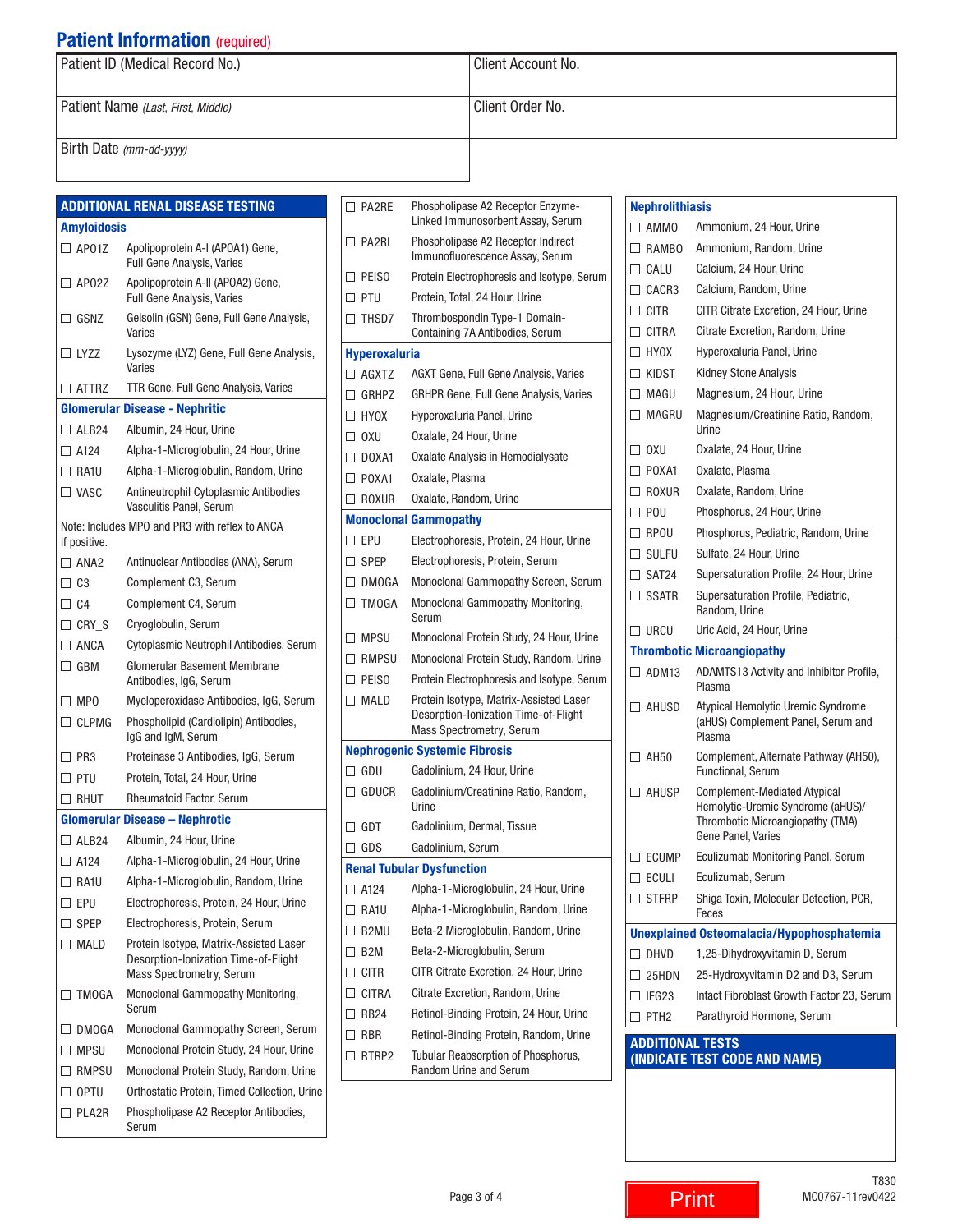## Patient Information (required)

| Patient ID (Medical Record No.) | Client Account No. |
|---|---|
| Patient Name *(Last, First, Middle)* | Client Order No. |
| Birth Date *(mm-dd-yyyy)* | |

## ADDITIONAL RENAL DISEASE TESTING

### Amyloidosis

- ☐ APO1Z — Apolipoprotein A-I (APOA1) Gene, Full Gene Analysis, Varies
- ☐ APO2Z — Apolipoprotein A-II (APOA2) Gene, Full Gene Analysis, Varies
- ☐ GSNZ — Gelsolin (GSN) Gene, Full Gene Analysis, Varies
- ☐ LYZZ — Lysozyme (LYZ) Gene, Full Gene Analysis, Varies
- ☐ ATTRZ — TTR Gene, Full Gene Analysis, Varies

### Glomerular Disease - Nephritic

- ☐ ALB24 — Albumin, 24 Hour, Urine
- ☐ A124 — Alpha-1-Microglobulin, 24 Hour, Urine
- ☐ RA1U — Alpha-1-Microglobulin, Random, Urine
- ☐ VASC — Antineutrophil Cytoplasmic Antibodies Vasculitis Panel, Serum

Note: Includes MPO and PR3 with reflex to ANCA if positive.

- ☐ ANA2 — Antinuclear Antibodies (ANA), Serum
- ☐ C3 — Complement C3, Serum
- ☐ C4 — Complement C4, Serum
- ☐ CRY_S — Cryoglobulin, Serum
- ☐ ANCA — Cytoplasmic Neutrophil Antibodies, Serum
- ☐ GBM — Glomerular Basement Membrane Antibodies, IgG, Serum
- ☐ MPO — Myeloperoxidase Antibodies, IgG, Serum
- ☐ CLPMG — Phospholipid (Cardiolipin) Antibodies, IgG and IgM, Serum
- ☐ PR3 — Proteinase 3 Antibodies, IgG, Serum
- ☐ PTU — Protein, Total, 24 Hour, Urine
- ☐ RHUT — Rheumatoid Factor, Serum

### Glomerular Disease – Nephrotic

- ☐ ALB24 — Albumin, 24 Hour, Urine
- ☐ A124 — Alpha-1-Microglobulin, 24 Hour, Urine
- ☐ RA1U — Alpha-1-Microglobulin, Random, Urine
- ☐ EPU — Electrophoresis, Protein, 24 Hour, Urine
- ☐ SPEP — Electrophoresis, Protein, Serum
- ☐ MALD — Protein Isotype, Matrix-Assisted Laser Desorption-Ionization Time-of-Flight Mass Spectrometry, Serum
- ☐ TMOGA — Monoclonal Gammopathy Monitoring, Serum
- ☐ DMOGA — Monoclonal Gammopathy Screen, Serum
- ☐ MPSU — Monoclonal Protein Study, 24 Hour, Urine
- ☐ RMPSU — Monoclonal Protein Study, Random, Urine
- ☐ OPTU — Orthostatic Protein, Timed Collection, Urine
- ☐ PLA2R — Phospholipase A2 Receptor Antibodies, Serum
- ☐ PA2RE — Phospholipase A2 Receptor Enzyme-Linked Immunosorbent Assay, Serum
- ☐ PA2RI — Phospholipase A2 Receptor Indirect Immunofluorescence Assay, Serum
- ☐ PEISO — Protein Electrophoresis and Isotype, Serum
- ☐ PTU — Protein, Total, 24 Hour, Urine
- ☐ THSD7 — Thrombospondin Type-1 Domain-Containing 7A Antibodies, Serum

### Hyperoxaluria

- ☐ AGXTZ — AGXT Gene, Full Gene Analysis, Varies
- ☐ GRHPZ — GRHPR Gene, Full Gene Analysis, Varies
- ☐ HYOX — Hyperoxaluria Panel, Urine
- ☐ OXU — Oxalate, 24 Hour, Urine
- ☐ DOXA1 — Oxalate Analysis in Hemodialysate
- ☐ POXA1 — Oxalate, Plasma
- ☐ ROXUR — Oxalate, Random, Urine

### Monoclonal Gammopathy

- ☐ EPU — Electrophoresis, Protein, 24 Hour, Urine
- ☐ SPEP — Electrophoresis, Protein, Serum
- ☐ DMOGA — Monoclonal Gammopathy Screen, Serum
- ☐ TMOGA — Monoclonal Gammopathy Monitoring, Serum
- ☐ MPSU — Monoclonal Protein Study, 24 Hour, Urine
- ☐ RMPSU — Monoclonal Protein Study, Random, Urine
- ☐ PEISO — Protein Electrophoresis and Isotype, Serum
- ☐ MALD — Protein Isotype, Matrix-Assisted Laser Desorption-Ionization Time-of-Flight Mass Spectrometry, Serum

### Nephrogenic Systemic Fibrosis

- ☐ GDU — Gadolinium, 24 Hour, Urine
- ☐ GDUCR — Gadolinium/Creatinine Ratio, Random, Urine
- ☐ GDT — Gadolinium, Dermal, Tissue
- ☐ GDS — Gadolinium, Serum

### Renal Tubular Dysfunction

- ☐ A124 — Alpha-1-Microglobulin, 24 Hour, Urine
- ☐ RA1U — Alpha-1-Microglobulin, Random, Urine
- ☐ B2MU — Beta-2 Microglobulin, Random, Urine
- ☐ B2M — Beta-2-Microglobulin, Serum
- ☐ CITR — CITR Citrate Excretion, 24 Hour, Urine
- ☐ CITRA — Citrate Excretion, Random, Urine
- ☐ RB24 — Retinol-Binding Protein, 24 Hour, Urine
- ☐ RBR — Retinol-Binding Protein, Random, Urine
- ☐ RTRP2 — Tubular Reabsorption of Phosphorus, Random Urine and Serum

### Nephrolithiasis

- ☐ AMMO — Ammonium, 24 Hour, Urine
- ☐ RAMBO — Ammonium, Random, Urine
- ☐ CALU — Calcium, 24 Hour, Urine
- ☐ CACR3 — Calcium, Random, Urine
- ☐ CITR — CITR Citrate Excretion, 24 Hour, Urine
- ☐ CITRA — Citrate Excretion, Random, Urine
- ☐ HYOX — Hyperoxaluria Panel, Urine
- ☐ KIDST — Kidney Stone Analysis
- ☐ MAGU — Magnesium, 24 Hour, Urine
- ☐ MAGRU — Magnesium/Creatinine Ratio, Random, Urine
- ☐ OXU — Oxalate, 24 Hour, Urine
- ☐ POXA1 — Oxalate, Plasma
- ☐ ROXUR — Oxalate, Random, Urine
- ☐ POU — Phosphorus, 24 Hour, Urine
- ☐ RPOU — Phosphorus, Pediatric, Random, Urine
- ☐ SULFU — Sulfate, 24 Hour, Urine
- ☐ SAT24 — Supersaturation Profile, 24 Hour, Urine
- ☐ SSATR — Supersaturation Profile, Pediatric, Random, Urine
- ☐ URCU — Uric Acid, 24 Hour, Urine

### Thrombotic Microangiopathy

- ☐ ADM13 — ADAMTS13 Activity and Inhibitor Profile, Plasma
- ☐ AHUSD — Atypical Hemolytic Uremic Syndrome (aHUS) Complement Panel, Serum and Plasma
- ☐ AH50 — Complement, Alternate Pathway (AH50), Functional, Serum
- ☐ AHUSP — Complement-Mediated Atypical Hemolytic-Uremic Syndrome (aHUS)/ Thrombotic Microangiopathy (TMA) Gene Panel, Varies
- ☐ ECUMP — Eculizumab Monitoring Panel, Serum
- ☐ ECULI — Eculizumab, Serum
- ☐ STFRP — Shiga Toxin, Molecular Detection, PCR, Feces

### Unexplained Osteomalacia/Hypophosphatemia

- ☐ DHVD — 1,25-Dihydroxyvitamin D, Serum
- ☐ 25HDN — 25-Hydroxyvitamin D2 and D3, Serum
- ☐ IFG23 — Intact Fibroblast Growth Factor 23, Serum
- ☐ PTH2 — Parathyroid Hormone, Serum

## ADDITIONAL TESTS (INDICATE TEST CODE AND NAME)

Print

T830
MC0767-11rev0422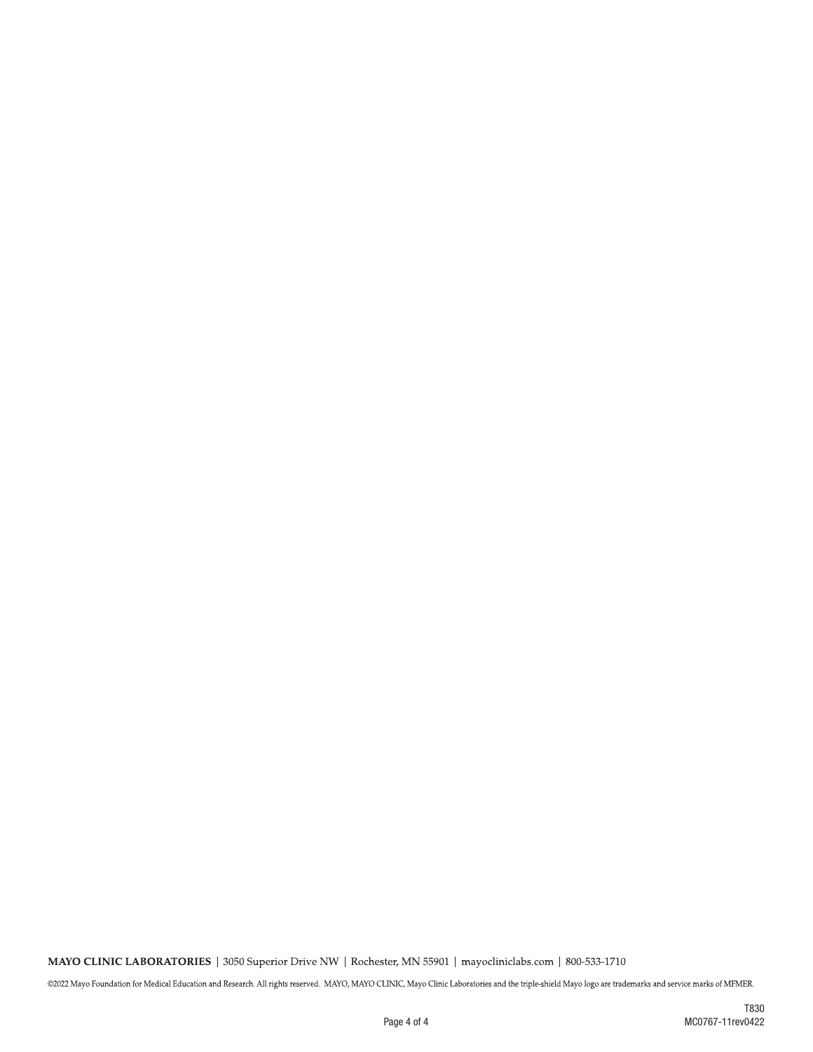**MAYO CLINIC LABORATORIES** | 3050 Superior Drive NW | Rochester, MN 55901 | mayocliniclabs.com | 800-533-1710

©2022 Mayo Foundation for Medical Education and Research. All rights reserved. MAYO, MAYO CLINIC, Mayo Clinic Laboratories and the triple-shield Mayo logo are trademarks and service marks of MFMER.

T830
MC0767-11rev0422